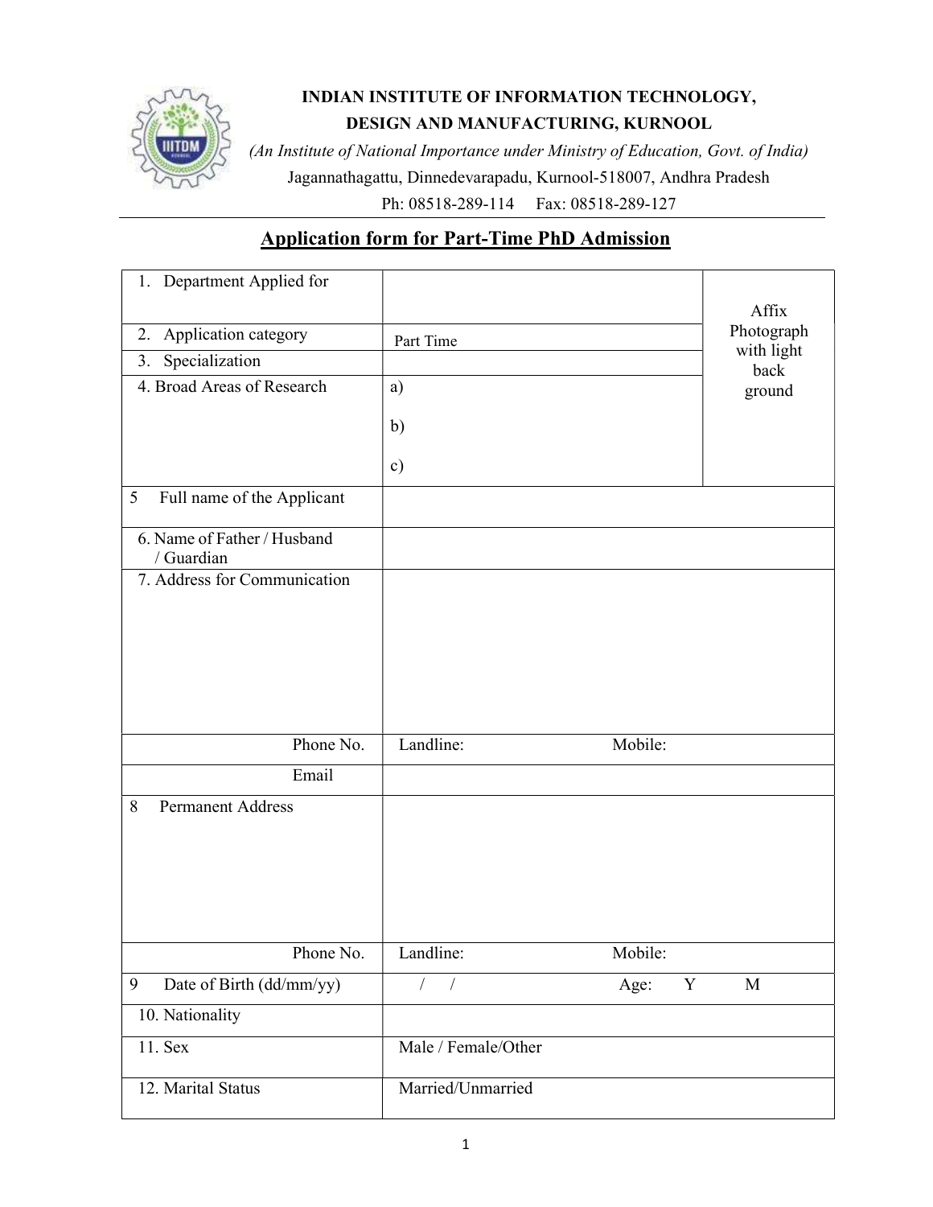**INDIAN INSTITUTE OF INFORMATION TECHNOLOGY,**
**DESIGN AND MANUFACTURING, KURNOOL**

*(An Institute of National Importance under Ministry of Education, Govt. of India)*

Jagannathagattu, Dinnedevarapadu, Kurnool-518007, Andhra Pradesh

Ph: 08518-289-114 Fax: 08518-289-127

## Application form for Part-Time PhD Admission

| | | |
|---|---|---|
| 1. Department Applied for | | Affix Photograph with light back ground |
| 2. Application category | Part Time | |
| 3. Specialization | | |
| 4. Broad Areas of Research | a)<br>b)<br>c) | |
| 5 Full name of the Applicant | | |
| 6. Name of Father / Husband / Guardian | | |
| 7. Address for Communication | | |
| Phone No. | Landline: Mobile: | |
| Email | | |
| 8 Permanent Address | | |
| Phone No. | Landline: Mobile: | |
| 9 Date of Birth (dd/mm/yy) | / / Age: Y M | |
| 10. Nationality | | |
| 11. Sex | Male / Female/Other | |
| 12. Marital Status | Married/Unmarried | |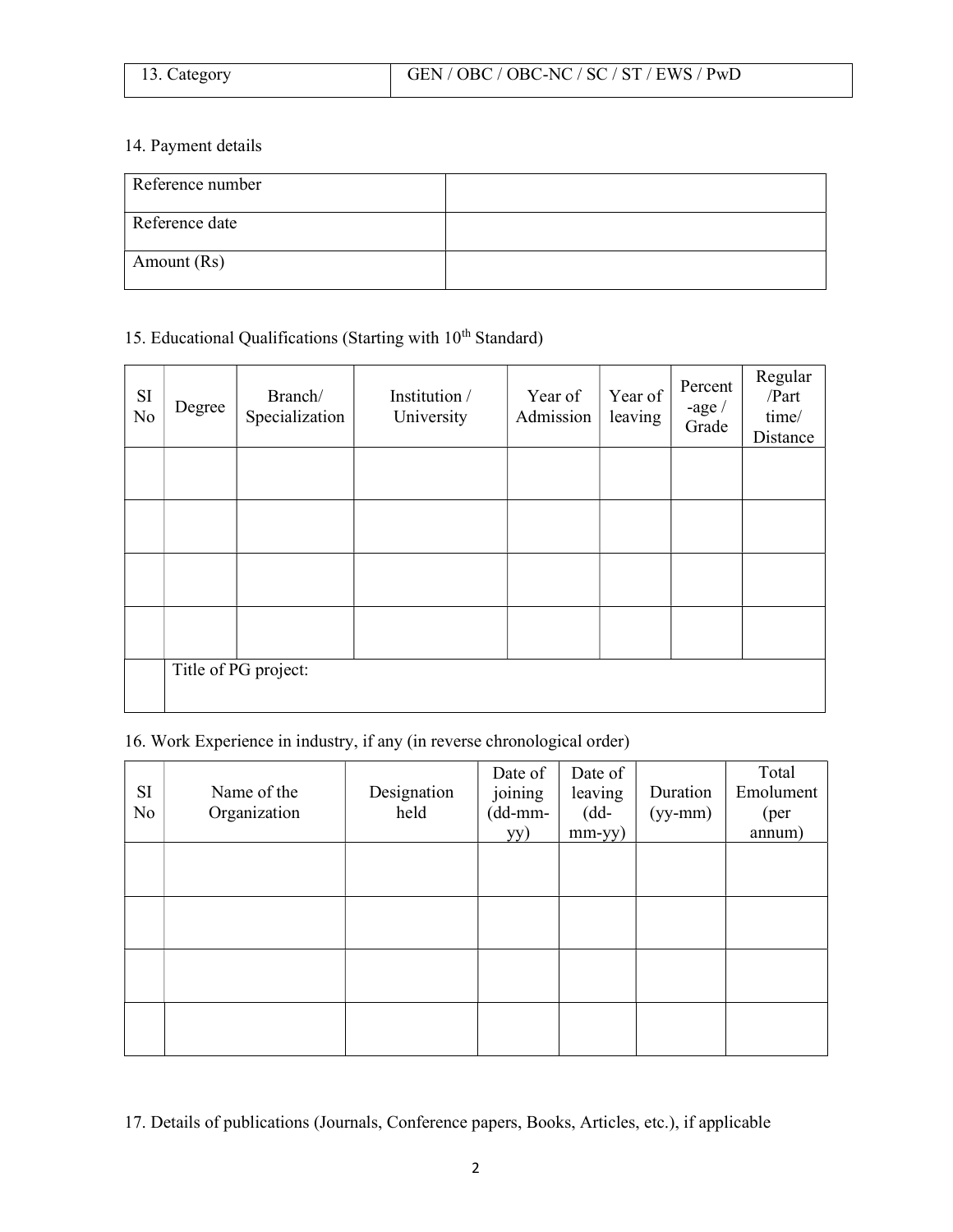| 13. Category | GEN / OBC / OBC-NC / SC / ST / EWS / PwD |
|---|---|

14. Payment details

| Reference number | |
|---|---|
| Reference date | |
| Amount (Rs) | |

15. Educational Qualifications (Starting with 10th Standard)

| SI No | Degree | Branch/ Specialization | Institution / University | Year of Admission | Year of leaving | Percent -age / Grade | Regular /Part time/ Distance |
|---|---|---|---|---|---|---|---|
| | | | | | | | |
| | | | | | | | |
| | | | | | | | |
| | | | | | | | |
| | Title of PG project: | | | | | | |

16. Work Experience in industry, if any (in reverse chronological order)

| SI No | Name of the Organization | Designation held | Date of joining (dd-mm-yy) | Date of leaving (dd-mm-yy) | Duration (yy-mm) | Total Emolument (per annum) |
|---|---|---|---|---|---|---|
| | | | | | | |
| | | | | | | |
| | | | | | | |
| | | | | | | |

17. Details of publications (Journals, Conference papers, Books, Articles, etc.), if applicable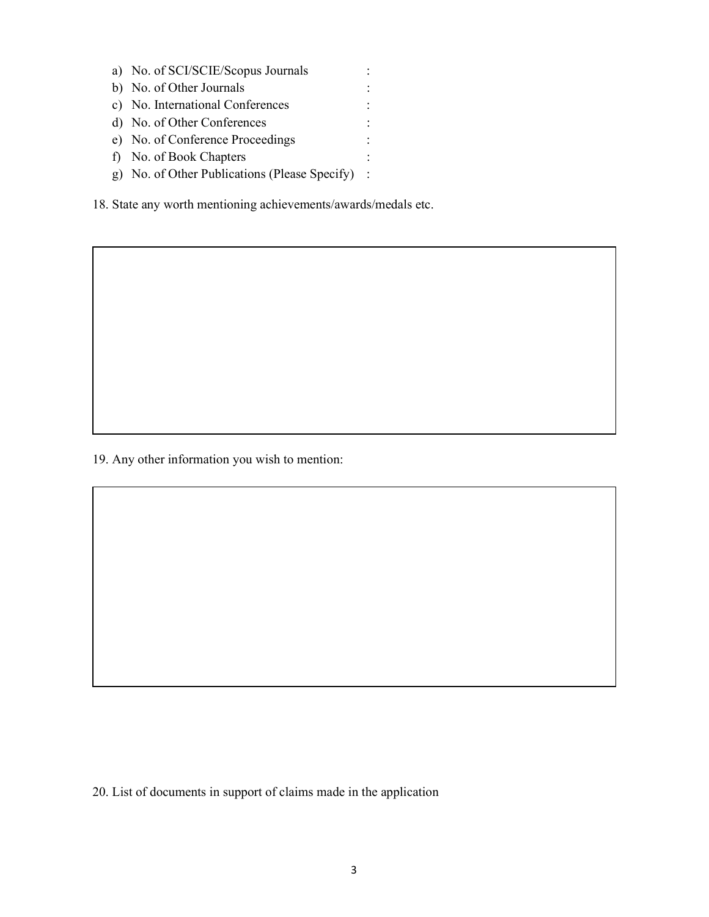a) No. of SCI/SCIE/Scopus Journals :
b) No. of Other Journals :
c) No. International Conferences :
d) No. of Other Conferences :
e) No. of Conference Proceedings :
f) No. of Book Chapters :
g) No. of Other Publications (Please Specify) :

18. State any worth mentioning achievements/awards/medals etc.

|   |
|---|
|   |

19. Any other information you wish to mention:

|   |
|---|
|   |

20. List of documents in support of claims made in the application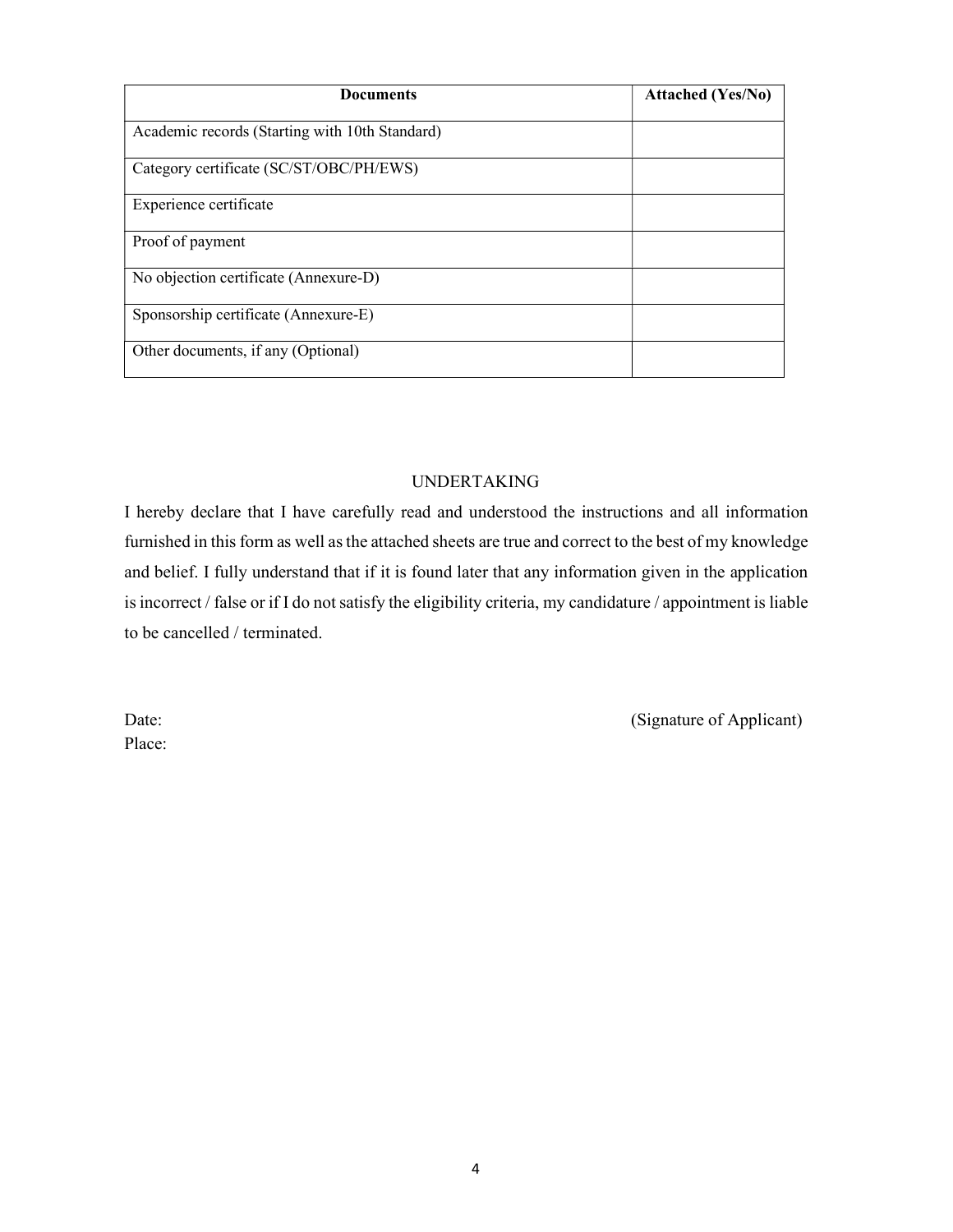| Documents | Attached (Yes/No) |
|---|---|
| Academic records (Starting with 10th Standard) | |
| Category certificate (SC/ST/OBC/PH/EWS) | |
| Experience certificate | |
| Proof of payment | |
| No objection certificate (Annexure-D) | |
| Sponsorship certificate (Annexure-E) | |
| Other documents, if any (Optional) | |

## UNDERTAKING

I hereby declare that I have carefully read and understood the instructions and all information furnished in this form as well as the attached sheets are true and correct to the best of my knowledge and belief. I fully understand that if it is found later that any information given in the application is incorrect / false or if I do not satisfy the eligibility criteria, my candidature / appointment is liable to be cancelled / terminated.

Date: (Signature of Applicant)

Place: